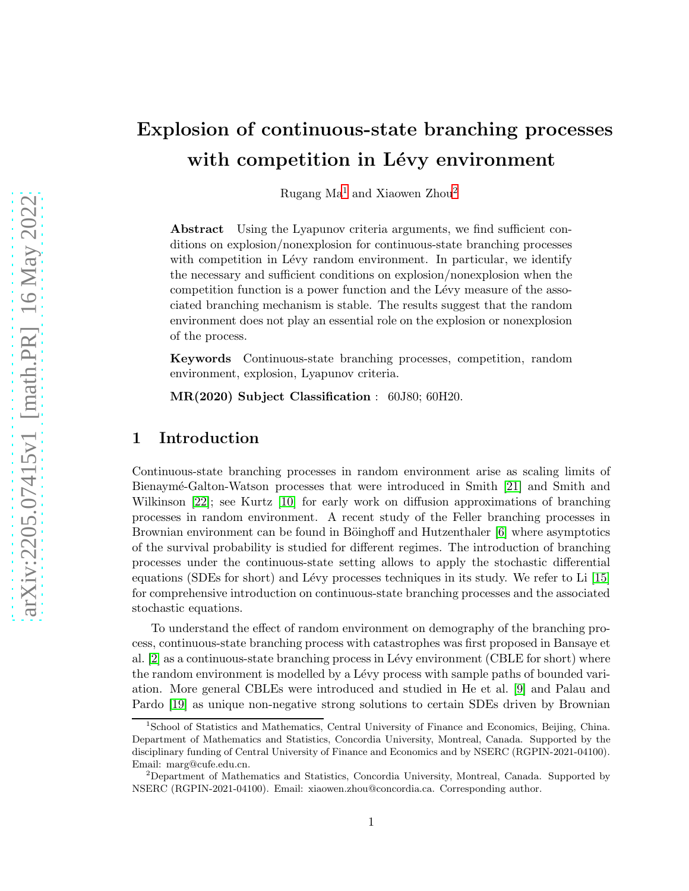# Explosion of continuous-state branching processes with competition in Lévy environment

Rugang Ma[1] and Xiaowen Zhou[2]

**Abstract** Using the Lyapunov criteria arguments, we find sufficient conditions on explosion/nonexplosion for continuous-state branching processes with competition in Lévy random environment. In particular, we identify the necessary and sufficient conditions on explosion/nonexplosion when the competition function is a power function and the Lévy measure of the associated branching mechanism is stable. The results suggest that the random environment does not play an essential role on the explosion or nonexplosion of the process.

**Keywords** Continuous-state branching processes, competition, random environment, explosion, Lyapunov criteria.

**MR(2020) Subject Classification** : 60J80; 60H20.

## 1 Introduction

Continuous-state branching processes in random environment arise as scaling limits of Bienaymé-Galton-Watson processes that were introduced in Smith [21] and Smith and Wilkinson [22]; see Kurtz [10] for early work on diffusion approximations of branching processes in random environment. A recent study of the Feller branching processes in Brownian environment can be found in Böinghoff and Hutzenthaler [6] where asymptotics of the survival probability is studied for different regimes. The introduction of branching processes under the continuous-state setting allows to apply the stochastic differential equations (SDEs for short) and Lévy processes techniques in its study. We refer to Li [15] for comprehensive introduction on continuous-state branching processes and the associated stochastic equations.

To understand the effect of random environment on demography of the branching process, continuous-state branching process with catastrophes was first proposed in Bansaye et al. [2] as a continuous-state branching process in Lévy environment (CBLE for short) where the random environment is modelled by a Lévy process with sample paths of bounded variation. More general CBLEs were introduced and studied in He et al. [9] and Palau and Pardo [19] as unique non-negative strong solutions to certain SDEs driven by Brownian

[1]School of Statistics and Mathematics, Central University of Finance and Economics, Beijing, China. Department of Mathematics and Statistics, Concordia University, Montreal, Canada. Supported by the disciplinary funding of Central University of Finance and Economics and by NSERC (RGPIN-2021-04100). Email: marg@cufe.edu.cn.

[2]Department of Mathematics and Statistics, Concordia University, Montreal, Canada. Supported by NSERC (RGPIN-2021-04100). Email: xiaowen.zhou@concordia.ca. Corresponding author.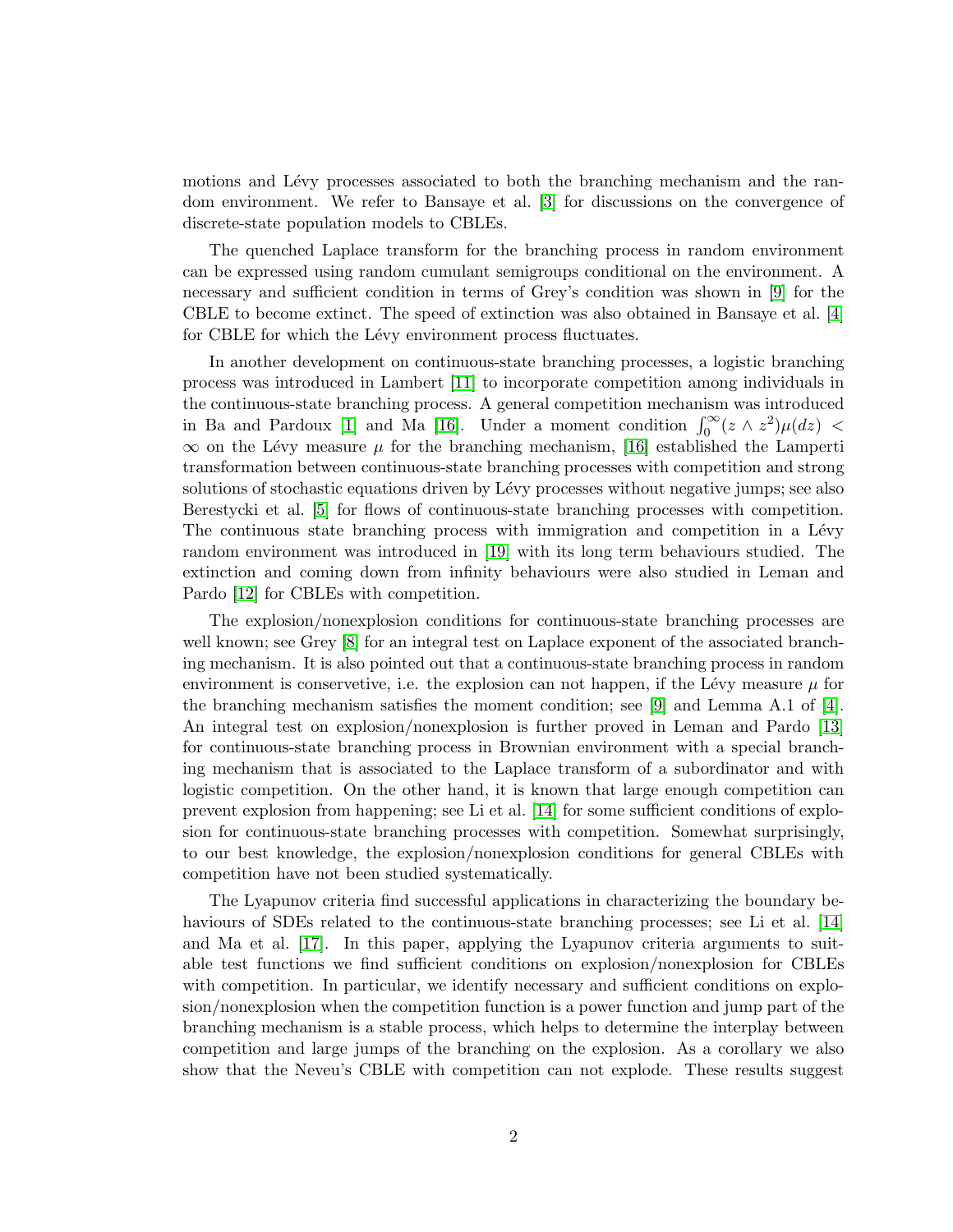motions and Lévy processes associated to both the branching mechanism and the random environment. We refer to Bansaye et al. [3] for discussions on the convergence of discrete-state population models to CBLEs.

The quenched Laplace transform for the branching process in random environment can be expressed using random cumulant semigroups conditional on the environment. A necessary and sufficient condition in terms of Grey's condition was shown in [9] for the CBLE to become extinct. The speed of extinction was also obtained in Bansaye et al. [4] for CBLE for which the Lévy environment process fluctuates.

In another development on continuous-state branching processes, a logistic branching process was introduced in Lambert [11] to incorporate competition among individuals in the continuous-state branching process. A general competition mechanism was introduced in Ba and Pardoux [1] and Ma [16]. Under a moment condition $\int_0^\infty (z \wedge z^2)\mu(dz) < \infty$ on the Lévy measure $\mu$ for the branching mechanism, [16] established the Lamperti transformation between continuous-state branching processes with competition and strong solutions of stochastic equations driven by Lévy processes without negative jumps; see also Berestycki et al. [5] for flows of continuous-state branching processes with competition. The continuous state branching process with immigration and competition in a Lévy random environment was introduced in [19] with its long term behaviours studied. The extinction and coming down from infinity behaviours were also studied in Leman and Pardo [12] for CBLEs with competition.

The explosion/nonexplosion conditions for continuous-state branching processes are well known; see Grey [8] for an integral test on Laplace exponent of the associated branching mechanism. It is also pointed out that a continuous-state branching process in random environment is conservetive, i.e. the explosion can not happen, if the Lévy measure $\mu$ for the branching mechanism satisfies the moment condition; see [9] and Lemma A.1 of [4]. An integral test on explosion/nonexplosion is further proved in Leman and Pardo [13] for continuous-state branching process in Brownian environment with a special branching mechanism that is associated to the Laplace transform of a subordinator and with logistic competition. On the other hand, it is known that large enough competition can prevent explosion from happening; see Li et al. [14] for some sufficient conditions of explosion for continuous-state branching processes with competition. Somewhat surprisingly, to our best knowledge, the explosion/nonexplosion conditions for general CBLEs with competition have not been studied systematically.

The Lyapunov criteria find successful applications in characterizing the boundary behaviours of SDEs related to the continuous-state branching processes; see Li et al. [14] and Ma et al. [17]. In this paper, applying the Lyapunov criteria arguments to suitable test functions we find sufficient conditions on explosion/nonexplosion for CBLEs with competition. In particular, we identify necessary and sufficient conditions on explosion/nonexplosion when the competition function is a power function and jump part of the branching mechanism is a stable process, which helps to determine the interplay between competition and large jumps of the branching on the explosion. As a corollary we also show that the Neveu's CBLE with competition can not explode. These results suggest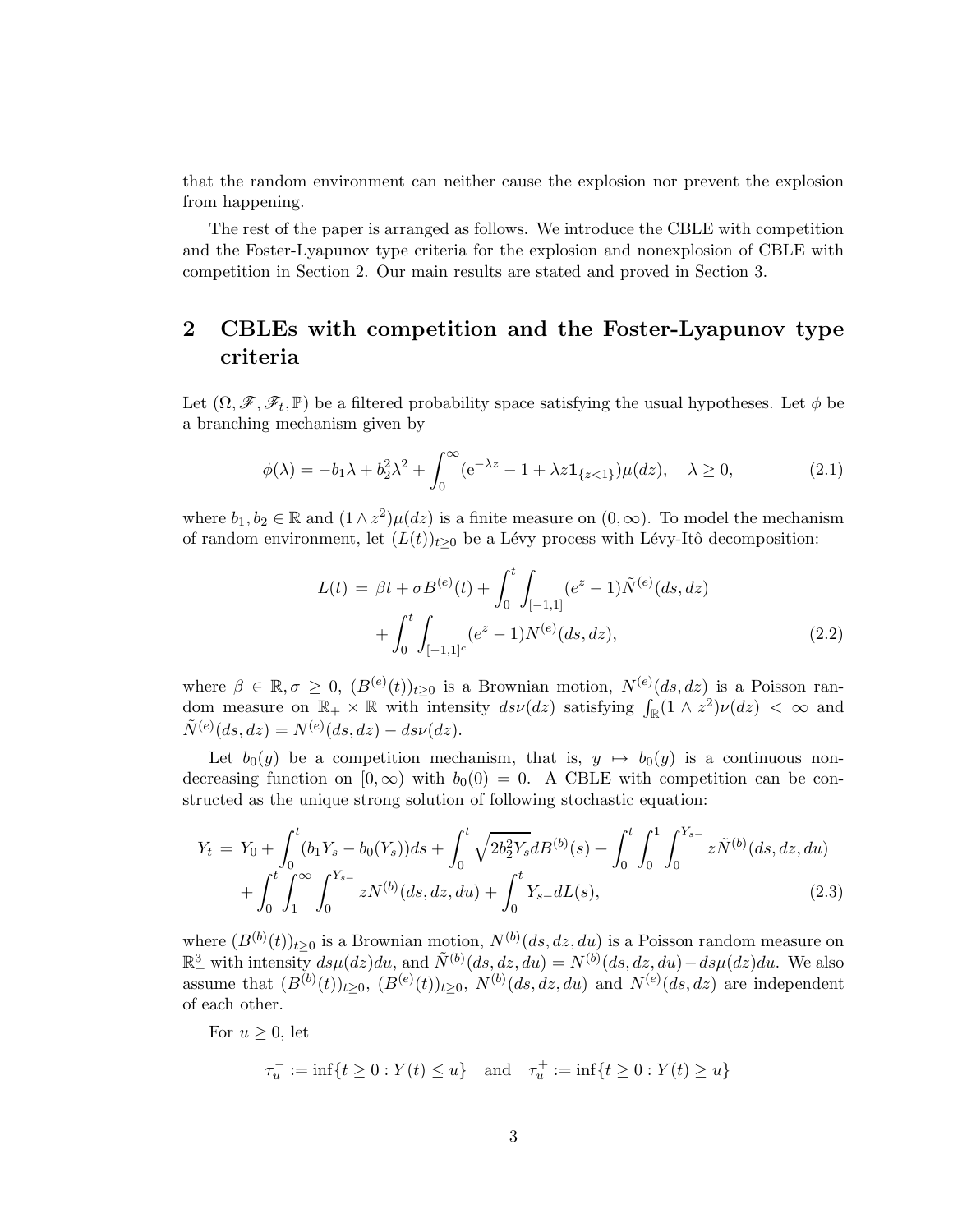that the random environment can neither cause the explosion nor prevent the explosion from happening.

The rest of the paper is arranged as follows. We introduce the CBLE with competition and the Foster-Lyapunov type criteria for the explosion and nonexplosion of CBLE with competition in Section 2. Our main results are stated and proved in Section 3.

## 2 CBLEs with competition and the Foster-Lyapunov type criteria

Let $(\Omega, \mathscr{F}, \mathscr{F}_t, \mathbb{P})$ be a filtered probability space satisfying the usual hypotheses. Let $\phi$ be a branching mechanism given by

$$\phi(\lambda) = -b_1\lambda + b_2^2\lambda^2 + \int_0^\infty (\mathrm{e}^{-\lambda z} - 1 + \lambda z \mathbf{1}_{\{z<1\}})\mu(dz), \quad \lambda \geq 0, \tag{2.1}$$

where $b_1, b_2 \in \mathbb{R}$ and $(1 \wedge z^2)\mu(dz)$ is a finite measure on $(0, \infty)$. To model the mechanism of random environment, let $(L(t))_{t\geq 0}$ be a Lévy process with Lévy-Itô decomposition:

$$\begin{aligned} L(t) \,=\, & \beta t + \sigma B^{(e)}(t) + \int_0^t \int_{[-1,1]} (e^z - 1)\tilde{N}^{(e)}(ds, dz) \\ & + \int_0^t \int_{[-1,1]^c} (e^z - 1)N^{(e)}(ds, dz), \end{aligned} \tag{2.2}$$

where $\beta \in \mathbb{R}, \sigma \geq 0$, $(B^{(e)}(t))_{t\geq 0}$ is a Brownian motion, $N^{(e)}(ds, dz)$ is a Poisson random measure on $\mathbb{R}_+ \times \mathbb{R}$ with intensity $ds\nu(dz)$ satisfying $\int_{\mathbb{R}} (1 \wedge z^2)\nu(dz) < \infty$ and $\tilde{N}^{(e)}(ds, dz) = N^{(e)}(ds, dz) - ds\nu(dz)$.

Let $b_0(y)$ be a competition mechanism, that is, $y \mapsto b_0(y)$ is a continuous non-decreasing function on $[0, \infty)$ with $b_0(0) = 0$. A CBLE with competition can be constructed as the unique strong solution of following stochastic equation:

$$\begin{aligned} Y_t \,=\, & Y_0 + \int_0^t (b_1 Y_s - b_0(Y_s))ds + \int_0^t \sqrt{2b_2^2 Y_s} dB^{(b)}(s) + \int_0^t \int_0^1 \int_0^{Y_{s-}} z\tilde{N}^{(b)}(ds, dz, du) \\ & + \int_0^t \int_1^\infty \int_0^{Y_{s-}} zN^{(b)}(ds, dz, du) + \int_0^t Y_{s-} dL(s), \end{aligned} \tag{2.3}$$

where $(B^{(b)}(t))_{t\geq 0}$ is a Brownian motion, $N^{(b)}(ds, dz, du)$ is a Poisson random measure on $\mathbb{R}_+^3$ with intensity $ds\mu(dz)du$, and $\tilde{N}^{(b)}(ds, dz, du) = N^{(b)}(ds, dz, du) - ds\mu(dz)du$. We also assume that $(B^{(b)}(t))_{t\geq 0}$, $(B^{(e)}(t))_{t\geq 0}$, $N^{(b)}(ds, dz, du)$ and $N^{(e)}(ds, dz)$ are independent of each other.

For $u \geq 0$, let

$$\tau_u^- := \inf\{t \geq 0 : Y(t) \leq u\} \quad \text{and} \quad \tau_u^+ := \inf\{t \geq 0 : Y(t) \geq u\}$$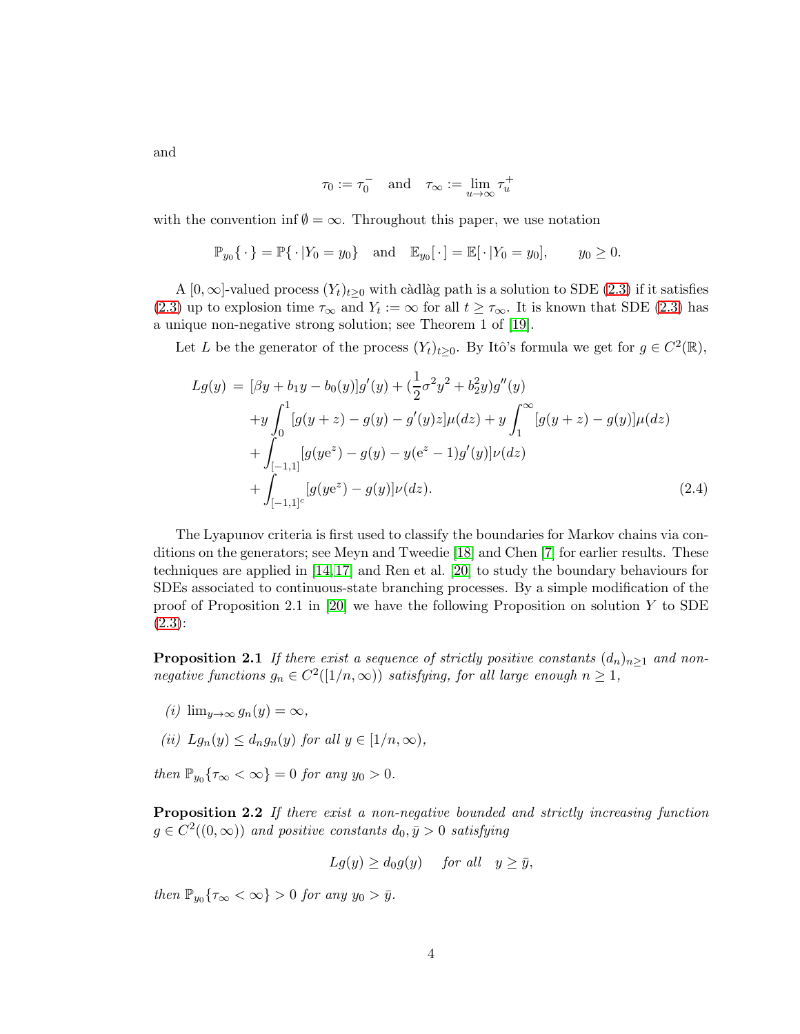and

$$\tau_0 := \tau_0^- \quad \text{and} \quad \tau_\infty := \lim_{u\to\infty} \tau_u^+$$

with the convention $\inf \emptyset = \infty$. Throughout this paper, we use notation

$$\mathbb{P}_{y_0}\{\,\cdot\,\} = \mathbb{P}\{\,\cdot\,|Y_0 = y_0\} \quad \text{and} \quad \mathbb{E}_{y_0}[\,\cdot\,] = \mathbb{E}[\,\cdot\,|Y_0 = y_0], \qquad y_0 \geq 0.$$

A $[0,\infty]$-valued process $(Y_t)_{t\geq 0}$ with càdlàg path is a solution to SDE (2.3) if it satisfies (2.3) up to explosion time $\tau_\infty$ and $Y_t := \infty$ for all $t \geq \tau_\infty$. It is known that SDE (2.3) has a unique non-negative strong solution; see Theorem 1 of [19].

Let $L$ be the generator of the process $(Y_t)_{t\geq 0}$. By Itô's formula we get for $g \in C^2(\mathbb{R})$,

$$\begin{aligned}
Lg(y) \;=\; & [\beta y + b_1 y - b_0(y)]g'(y) + (\frac{1}{2}\sigma^2 y^2 + b_2^2 y)g''(y) \\
& + y\int_0^1 [g(y+z) - g(y) - g'(y)z]\mu(dz) + y\int_1^\infty [g(y+z) - g(y)]\mu(dz) \\
& + \int_{[-1,1]} [g(y\mathrm{e}^z) - g(y) - y(\mathrm{e}^z - 1)g'(y)]\nu(dz) \\
& + \int_{[-1,1]^c} [g(y\mathrm{e}^z) - g(y)]\nu(dz). \qquad\qquad (2.4)
\end{aligned}$$

The Lyapunov criteria is first used to classify the boundaries for Markov chains via conditions on the generators; see Meyn and Tweedie [18] and Chen [7] for earlier results. These techniques are applied in [14,17] and Ren et al. [20] to study the boundary behaviours for SDEs associated to continuous-state branching processes. By a simple modification of the proof of Proposition 2.1 in [20] we have the following Proposition on solution $Y$ to SDE (2.3):

**Proposition 2.1** *If there exist a sequence of strictly positive constants $(d_n)_{n\geq 1}$ and non-negative functions $g_n \in C^2([1/n,\infty))$ satisfying, for all large enough $n \geq 1$,*

*(i)* $\lim_{y\to\infty} g_n(y) = \infty$,

*(ii)* $Lg_n(y) \leq d_n g_n(y)$ *for all* $y \in [1/n,\infty)$,

*then $\mathbb{P}_{y_0}\{\tau_\infty < \infty\} = 0$ for any $y_0 > 0$.*

**Proposition 2.2** *If there exist a non-negative bounded and strictly increasing function $g \in C^2((0,\infty))$ and positive constants $d_0, \bar{y} > 0$ satisfying*

$$Lg(y) \geq d_0 g(y) \quad \textit{for all} \quad y \geq \bar{y},$$

*then $\mathbb{P}_{y_0}\{\tau_\infty < \infty\} > 0$ for any $y_0 > \bar{y}$.*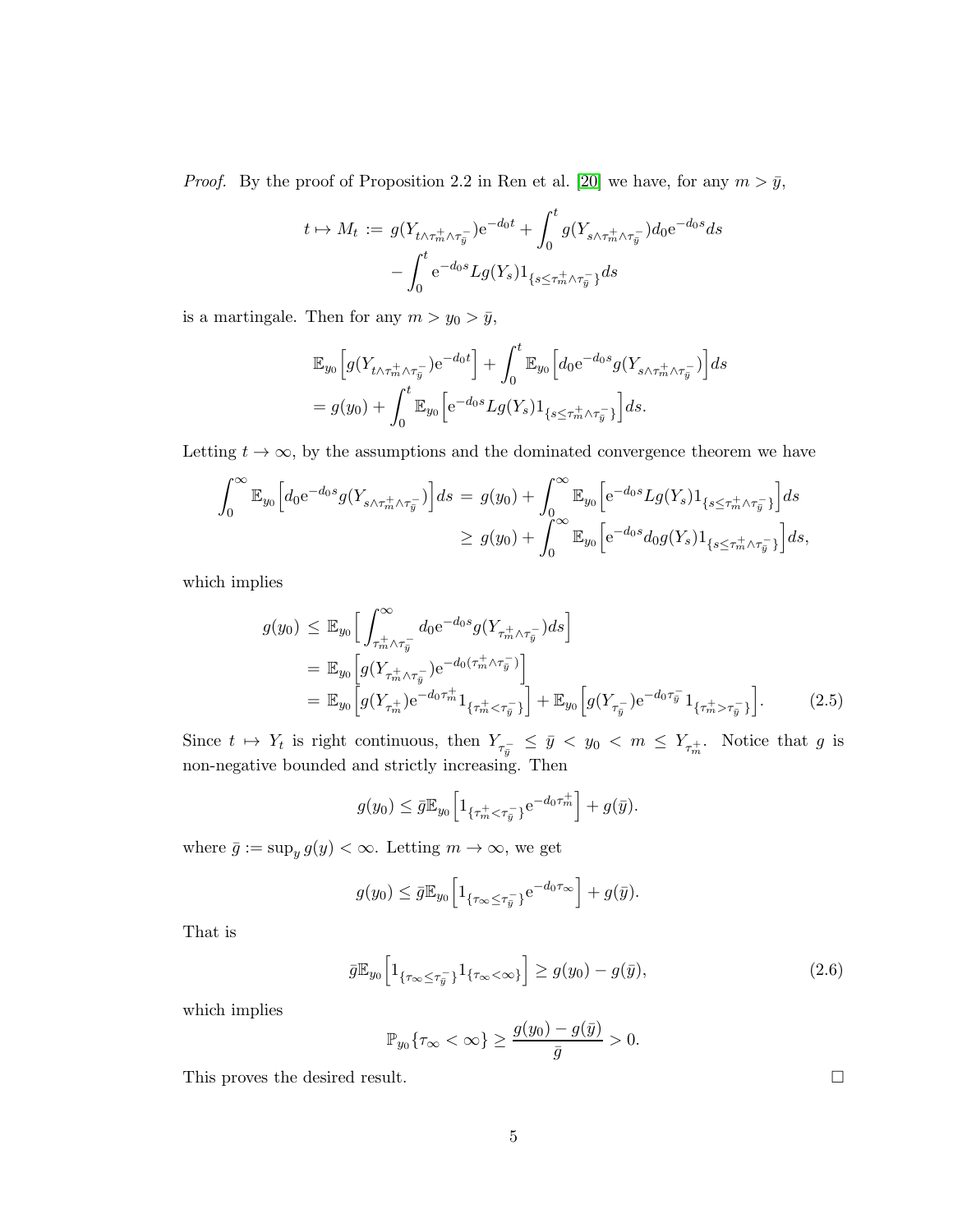*Proof.* By the proof of Proposition 2.2 in Ren et al. [20] we have, for any $m > \bar{y}$,

$$
\begin{aligned}
t \mapsto M_t := & \; g(Y_{t\wedge\tau_m^+\wedge\tau_{\bar{y}}^-})\mathrm{e}^{-d_0 t} + \int_0^t g(Y_{s\wedge\tau_m^+\wedge\tau_{\bar{y}}^-}) d_0 \mathrm{e}^{-d_0 s} ds \\
& - \int_0^t \mathrm{e}^{-d_0 s} Lg(Y_s) 1_{\{s\le\tau_m^+\wedge\tau_{\bar{y}}^-\}} ds
\end{aligned}
$$

is a martingale. Then for any $m > y_0 > \bar{y}$,

$$
\begin{aligned}
& \mathbb{E}_{y_0}\Big[g(Y_{t\wedge\tau_m^+\wedge\tau_{\bar{y}}^-})\mathrm{e}^{-d_0 t}\Big] + \int_0^t \mathbb{E}_{y_0}\Big[d_0 \mathrm{e}^{-d_0 s} g(Y_{s\wedge\tau_m^+\wedge\tau_{\bar{y}}^-})\Big] ds \\
& = g(y_0) + \int_0^t \mathbb{E}_{y_0}\Big[\mathrm{e}^{-d_0 s} Lg(Y_s) 1_{\{s\le\tau_m^+\wedge\tau_{\bar{y}}^-\}}\Big] ds.
\end{aligned}
$$

Letting $t \to \infty$, by the assumptions and the dominated convergence theorem we have

$$
\begin{aligned}
\int_0^\infty \mathbb{E}_{y_0}\Big[d_0 \mathrm{e}^{-d_0 s} g(Y_{s\wedge\tau_m^+\wedge\tau_{\bar{y}}^-})\Big] ds \;&=\; g(y_0) + \int_0^\infty \mathbb{E}_{y_0}\Big[\mathrm{e}^{-d_0 s} Lg(Y_s) 1_{\{s\le\tau_m^+\wedge\tau_{\bar{y}}^-\}}\Big] ds \\
&\ge\; g(y_0) + \int_0^\infty \mathbb{E}_{y_0}\Big[\mathrm{e}^{-d_0 s} d_0 g(Y_s) 1_{\{s\le\tau_m^+\wedge\tau_{\bar{y}}^-\}}\Big] ds,
\end{aligned}
$$

which implies

$$
\begin{aligned}
g(y_0) \;&\le\; \mathbb{E}_{y_0}\Big[\int_{\tau_m^+\wedge\tau_{\bar{y}}^-}^\infty d_0 \mathrm{e}^{-d_0 s} g(Y_{\tau_m^+\wedge\tau_{\bar{y}}^-}) ds\Big] \\
&=\; \mathbb{E}_{y_0}\Big[g(Y_{\tau_m^+\wedge\tau_{\bar{y}}^-})\mathrm{e}^{-d_0(\tau_m^+\wedge\tau_{\bar{y}}^-)}\Big] \\
&=\; \mathbb{E}_{y_0}\Big[g(Y_{\tau_m^+})\mathrm{e}^{-d_0\tau_m^+} 1_{\{\tau_m^+<\tau_{\bar{y}}^-\}}\Big] + \mathbb{E}_{y_0}\Big[g(Y_{\tau_{\bar{y}}^-})\mathrm{e}^{-d_0\tau_{\bar{y}}^-} 1_{\{\tau_m^+>\tau_{\bar{y}}^-\}}\Big]. \qquad (2.5)
\end{aligned}
$$

Since $t \mapsto Y_t$ is right continuous, then $Y_{\tau_{\bar{y}}^-} \le \bar{y} < y_0 < m \le Y_{\tau_m^+}$. Notice that $g$ is non-negative bounded and strictly increasing. Then

$$
g(y_0) \le \bar{g}\mathbb{E}_{y_0}\Big[1_{\{\tau_m^+<\tau_{\bar{y}}^-\}}\mathrm{e}^{-d_0\tau_m^+}\Big] + g(\bar{y}).
$$

where $\bar{g} := \sup_y g(y) < \infty$. Letting $m \to \infty$, we get

$$
g(y_0) \le \bar{g}\mathbb{E}_{y_0}\Big[1_{\{\tau_\infty\le\tau_{\bar{y}}^-\}}\mathrm{e}^{-d_0\tau_\infty}\Big] + g(\bar{y}).
$$

That is

$$
\bar{g}\mathbb{E}_{y_0}\Big[1_{\{\tau_\infty\le\tau_{\bar{y}}^-\}}1_{\{\tau_\infty<\infty\}}\Big] \ge g(y_0) - g(\bar{y}), \qquad (2.6)
$$

which implies

$$
\mathbb{P}_{y_0}\{\tau_\infty < \infty\} \ge \frac{g(y_0) - g(\bar{y})}{\bar{g}} > 0.
$$

This proves the desired result. $\square$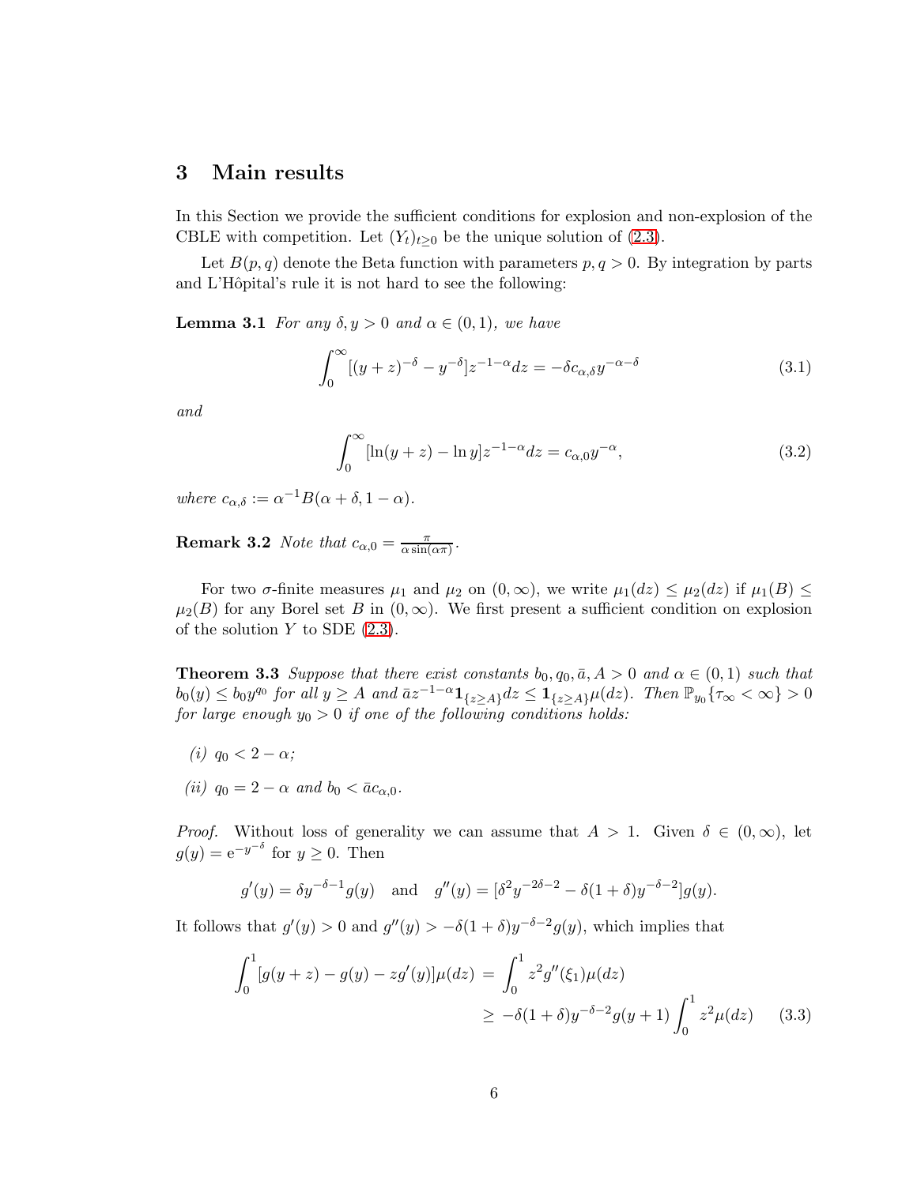## 3 Main results

In this Section we provide the sufficient conditions for explosion and non-explosion of the CBLE with competition. Let $(Y_t)_{t\geq 0}$ be the unique solution of (2.3).

Let $B(p,q)$ denote the Beta function with parameters $p,q>0$. By integration by parts and L'Hôpital's rule it is not hard to see the following:

**Lemma 3.1** *For any $\delta, y > 0$ and $\alpha \in (0,1)$, we have*

$$\int_0^\infty [(y+z)^{-\delta} - y^{-\delta}] z^{-1-\alpha} dz = -\delta c_{\alpha,\delta} y^{-\alpha-\delta} \tag{3.1}$$

*and*

$$\int_0^\infty [\ln(y+z) - \ln y] z^{-1-\alpha} dz = c_{\alpha,0} y^{-\alpha}, \tag{3.2}$$

*where $c_{\alpha,\delta} := \alpha^{-1} B(\alpha+\delta, 1-\alpha)$.*

**Remark 3.2** *Note that $c_{\alpha,0} = \frac{\pi}{\alpha \sin(\alpha\pi)}$.*

For two $\sigma$-finite measures $\mu_1$ and $\mu_2$ on $(0,\infty)$, we write $\mu_1(dz) \leq \mu_2(dz)$ if $\mu_1(B) \leq \mu_2(B)$ for any Borel set $B$ in $(0,\infty)$. We first present a sufficient condition on explosion of the solution $Y$ to SDE (2.3).

**Theorem 3.3** *Suppose that there exist constants $b_0, q_0, \bar{a}, A > 0$ and $\alpha \in (0,1)$ such that $b_0(y) \leq b_0 y^{q_0}$ for all $y \geq A$ and $\bar{a} z^{-1-\alpha} \mathbf{1}_{\{z\geq A\}} dz \leq \mathbf{1}_{\{z \geq A\}} \mu(dz)$. Then $\mathbb{P}_{y_0}\{\tau_\infty < \infty\} > 0$ for large enough $y_0 > 0$ if one of the following conditions holds:*

- *(i) $q_0 < 2 - \alpha$;*
- *(ii) $q_0 = 2-\alpha$ and $b_0 < \bar{a} c_{\alpha,0}$.*

*Proof.* Without loss of generality we can assume that $A > 1$. Given $\delta \in (0,\infty)$, let $g(y) = \mathrm{e}^{-y^{-\delta}}$ for $y \geq 0$. Then

$$g'(y) = \delta y^{-\delta-1} g(y) \quad \text{and} \quad g''(y) = [\delta^2 y^{-2\delta-2} - \delta(1+\delta) y^{-\delta-2}] g(y).$$

It follows that $g'(y) > 0$ and $g''(y) > -\delta(1+\delta) y^{-\delta-2} g(y)$, which implies that

$$\begin{aligned}
\int_0^1 [g(y+z) - g(y) - z g'(y)] \mu(dz) &= \int_0^1 z^2 g''(\xi_1) \mu(dz) \\
&\geq -\delta(1+\delta) y^{-\delta-2} g(y+1) \int_0^1 z^2 \mu(dz)
\end{aligned} \tag{3.3}$$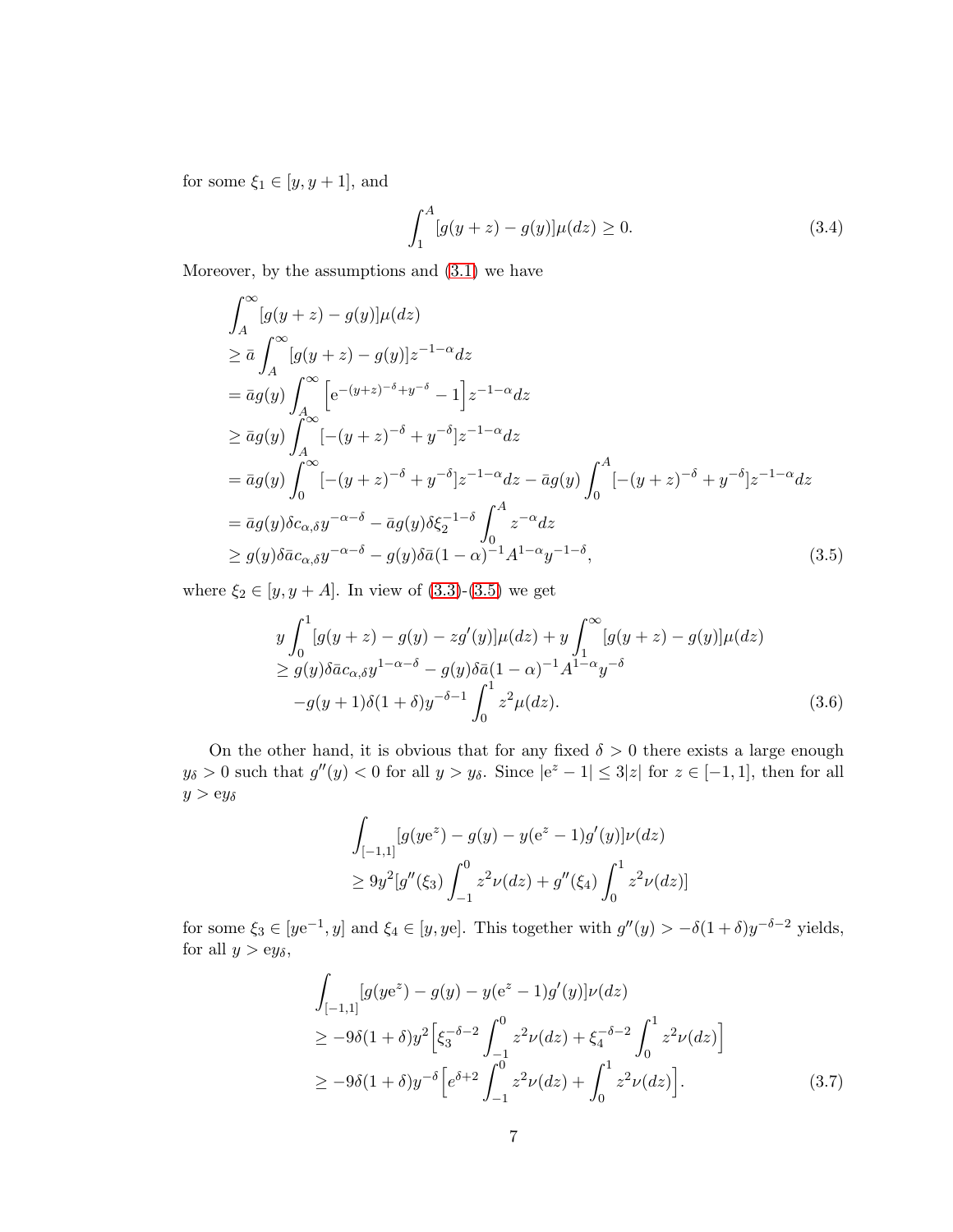for some $\xi_1 \in [y, y+1]$, and

$$
\int_1^A [g(y+z) - g(y)]\mu(dz) \geq 0. \tag{3.4}
$$

Moreover, by the assumptions and (3.1) we have

$$
\begin{aligned}
&\int_A^\infty [g(y+z) - g(y)]\mu(dz) \\
&\geq \bar{a} \int_A^\infty [g(y+z) - g(y)] z^{-1-\alpha} dz \\
&= \bar{a} g(y) \int_A^\infty \left[ \mathrm{e}^{-(y+z)^{-\delta} + y^{-\delta}} - 1 \right] z^{-1-\alpha} dz \\
&\geq \bar{a} g(y) \int_A^\infty [-(y+z)^{-\delta} + y^{-\delta}] z^{-1-\alpha} dz \\
&= \bar{a} g(y) \int_0^\infty [-(y+z)^{-\delta} + y^{-\delta}] z^{-1-\alpha} dz - \bar{a} g(y) \int_0^A [-(y+z)^{-\delta} + y^{-\delta}] z^{-1-\alpha} dz \\
&= \bar{a} g(y) \delta c_{\alpha,\delta} y^{-\alpha-\delta} - \bar{a} g(y) \delta \xi_2^{-1-\delta} \int_0^A z^{-\alpha} dz \\
&\geq g(y) \delta \bar{a} c_{\alpha,\delta} y^{-\alpha-\delta} - g(y) \delta \bar{a} (1-\alpha)^{-1} A^{1-\alpha} y^{-1-\delta},
\end{aligned} \tag{3.5}
$$

where $\xi_2 \in [y, y+A]$. In view of (3.3)-(3.5) we get

$$
\begin{aligned}
&y \int_0^1 [g(y+z) - g(y) - z g'(y)]\mu(dz) + y \int_1^\infty [g(y+z) - g(y)]\mu(dz) \\
&\geq g(y) \delta \bar{a} c_{\alpha,\delta} y^{1-\alpha-\delta} - g(y) \delta \bar{a} (1-\alpha)^{-1} A^{1-\alpha} y^{-\delta} \\
&\quad - g(y+1) \delta (1+\delta) y^{-\delta-1} \int_0^1 z^2 \mu(dz).
\end{aligned} \tag{3.6}
$$

On the other hand, it is obvious that for any fixed $\delta > 0$ there exists a large enough $y_\delta > 0$ such that $g''(y) < 0$ for all $y > y_\delta$. Since $|\mathrm{e}^z - 1| \leq 3|z|$ for $z \in [-1, 1]$, then for all $y > \mathrm{e} y_\delta$

$$
\begin{aligned}
&\int_{[-1,1]} [g(y\mathrm{e}^z) - g(y) - y(\mathrm{e}^z - 1) g'(y)]\nu(dz) \\
&\geq 9y^2 [g''(\xi_3) \int_{-1}^0 z^2 \nu(dz) + g''(\xi_4) \int_0^1 z^2 \nu(dz)]
\end{aligned}
$$

for some $\xi_3 \in [y\mathrm{e}^{-1}, y]$ and $\xi_4 \in [y, y\mathrm{e}]$. This together with $g''(y) > -\delta(1+\delta) y^{-\delta-2}$ yields, for all $y > \mathrm{e} y_\delta$,

$$
\begin{aligned}
&\int_{[-1,1]} [g(y\mathrm{e}^z) - g(y) - y(\mathrm{e}^z - 1) g'(y)]\nu(dz) \\
&\geq -9\delta(1+\delta) y^2 \Big[ \xi_3^{-\delta-2} \int_{-1}^0 z^2 \nu(dz) + \xi_4^{-\delta-2} \int_0^1 z^2 \nu(dz) \Big] \\
&\geq -9\delta(1+\delta) y^{-\delta} \Big[ e^{\delta+2} \int_{-1}^0 z^2 \nu(dz) + \int_0^1 z^2 \nu(dz) \Big].
\end{aligned} \tag{3.7}
$$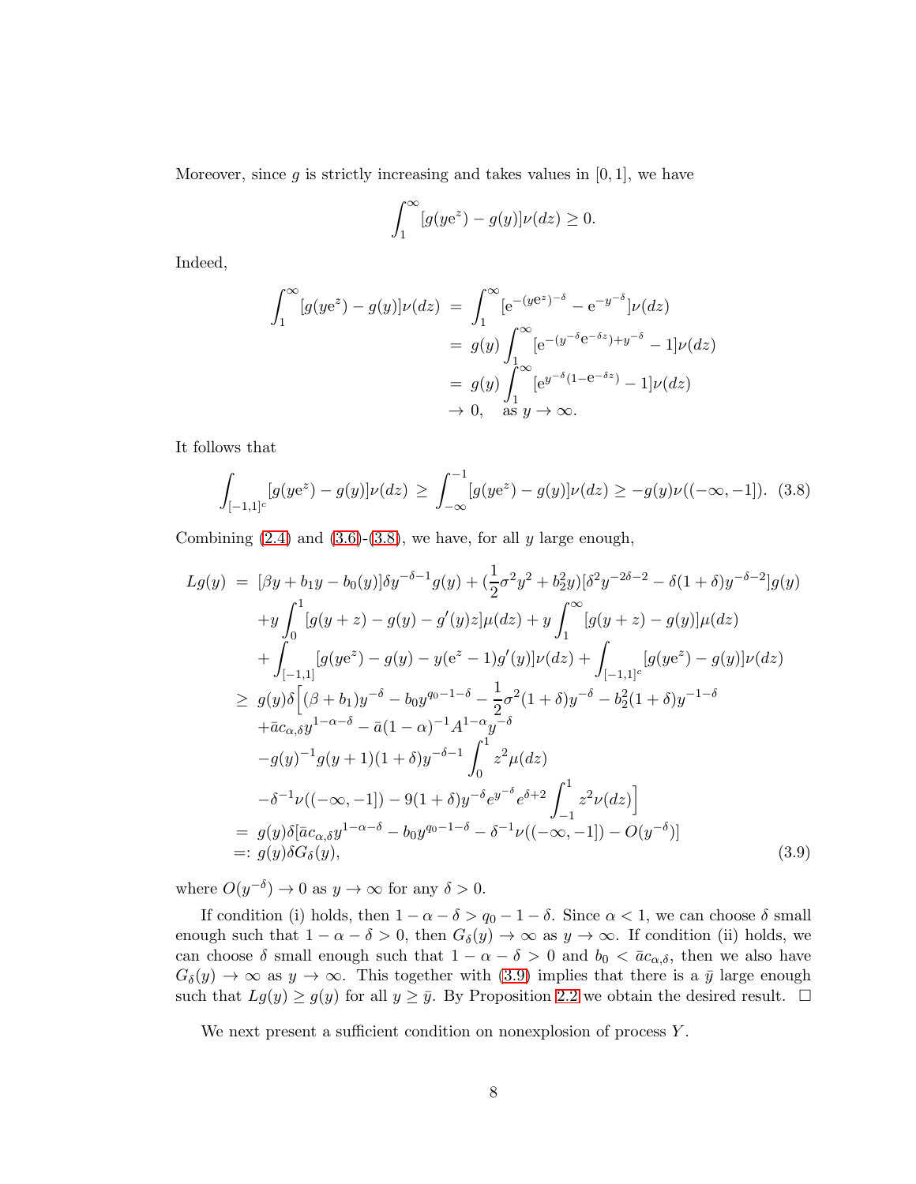Moreover, since $g$ is strictly increasing and takes values in $[0,1]$, we have

$$\int_1^\infty [g(y\mathrm{e}^z) - g(y)]\nu(dz) \geq 0.$$

Indeed,

$$\begin{aligned}
\int_1^\infty [g(y\mathrm{e}^z) - g(y)]\nu(dz) &= \int_1^\infty [\mathrm{e}^{-(y\mathrm{e}^z)^{-\delta}} - \mathrm{e}^{-y^{-\delta}}]\nu(dz) \\
&= g(y)\int_1^\infty [\mathrm{e}^{-(y^{-\delta}\mathrm{e}^{-\delta z})+y^{-\delta}} - 1]\nu(dz) \\
&= g(y)\int_1^\infty [\mathrm{e}^{y^{-\delta}(1-\mathrm{e}^{-\delta z})} - 1]\nu(dz) \\
&\to 0, \quad \text{as } y \to \infty.
\end{aligned}$$

It follows that

$$\int_{[-1,1]^c} [g(y\mathrm{e}^z) - g(y)]\nu(dz) \geq \int_{-\infty}^{-1} [g(y\mathrm{e}^z) - g(y)]\nu(dz) \geq -g(y)\nu((-\infty,-1]). \quad (3.8)$$

Combining (2.4) and (3.6)-(3.8), we have, for all $y$ large enough,

$$\begin{aligned}
Lg(y) &= [\beta y + b_1 y - b_0(y)]\delta y^{-\delta-1}g(y) + (\frac{1}{2}\sigma^2 y^2 + b_2^2 y)[\delta^2 y^{-2\delta-2} - \delta(1+\delta)y^{-\delta-2}]g(y) \\
&\quad + y\int_0^1 [g(y+z) - g(y) - g'(y)z]\mu(dz) + y\int_1^\infty [g(y+z) - g(y)]\mu(dz) \\
&\quad + \int_{[-1,1]} [g(y\mathrm{e}^z) - g(y) - y(\mathrm{e}^z - 1)g'(y)]\nu(dz) + \int_{[-1,1]^c} [g(y\mathrm{e}^z) - g(y)]\nu(dz) \\
&\geq g(y)\delta\Big[(\beta + b_1)y^{-\delta} - b_0 y^{q_0-1-\delta} - \frac{1}{2}\sigma^2(1+\delta)y^{-\delta} - b_2^2(1+\delta)y^{-1-\delta} \\
&\quad + \bar{a}c_{\alpha,\delta}y^{1-\alpha-\delta} - \bar{a}(1-\alpha)^{-1}A^{1-\alpha}y^{-\delta} \\
&\quad - g(y)^{-1}g(y+1)(1+\delta)y^{-\delta-1}\int_0^1 z^2\mu(dz) \\
&\quad - \delta^{-1}\nu((-\infty,-1]) - 9(1+\delta)y^{-\delta}e^{y^{-\delta}}e^{\delta+2}\int_{-1}^1 z^2\nu(dz)\Big] \\
&= g(y)\delta[\bar{a}c_{\alpha,\delta}y^{1-\alpha-\delta} - b_0 y^{q_0-1-\delta} - \delta^{-1}\nu((-\infty,-1]) - O(y^{-\delta})] \\
&=: g(y)\delta G_\delta(y), \qquad (3.9)
\end{aligned}$$

where $O(y^{-\delta}) \to 0$ as $y \to \infty$ for any $\delta > 0$.

If condition (i) holds, then $1-\alpha-\delta > q_0 - 1 - \delta$. Since $\alpha < 1$, we can choose $\delta$ small enough such that $1-\alpha-\delta > 0$, then $G_\delta(y) \to \infty$ as $y \to \infty$. If condition (ii) holds, we can choose $\delta$ small enough such that $1-\alpha-\delta > 0$ and $b_0 < \bar{a}c_{\alpha,\delta}$, then we also have $G_\delta(y) \to \infty$ as $y \to \infty$. This together with (3.9) implies that there is a $\bar{y}$ large enough such that $Lg(y) \geq g(y)$ for all $y \geq \bar{y}$. By Proposition 2.2 we obtain the desired result. $\square$

We next present a sufficient condition on nonexplosion of process $Y$.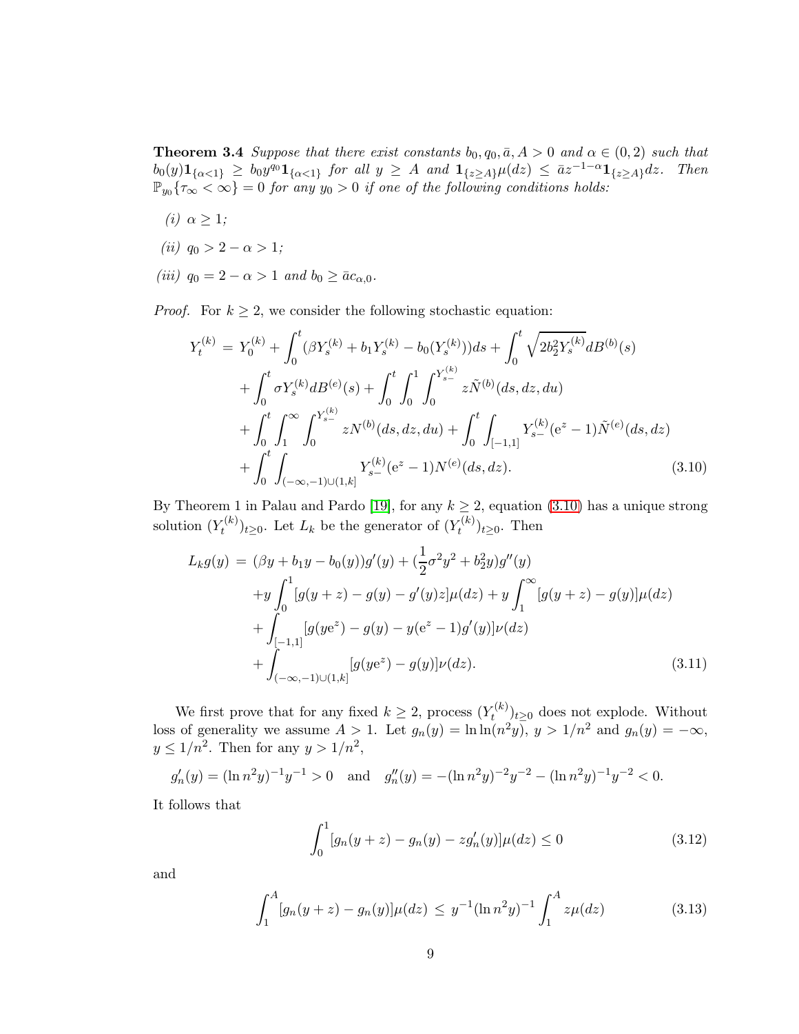**Theorem 3.4** *Suppose that there exist constants $b_0, q_0, \bar{a}, A > 0$ and $\alpha \in (0,2)$ such that $b_0(y)\mathbf{1}_{\{\alpha<1\}} \geq b_0 y^{q_0}\mathbf{1}_{\{\alpha<1\}}$ for all $y \geq A$ and $\mathbf{1}_{\{z\geq A\}}\mu(dz) \leq \bar{a}z^{-1-\alpha}\mathbf{1}_{\{z\geq A\}}dz$. Then $\mathbb{P}_{y_0}\{\tau_\infty < \infty\} = 0$ for any $y_0 > 0$ if one of the following conditions holds:*

*(i) $\alpha \geq 1$;*

*(ii) $q_0 > 2 - \alpha > 1$;*

*(iii) $q_0 = 2 - \alpha > 1$ and $b_0 \geq \bar{a}c_{\alpha,0}$.*

*Proof.* For $k \geq 2$, we consider the following stochastic equation:

$$
\begin{aligned}
Y_t^{(k)} \;=\; & Y_0^{(k)} + \int_0^t (\beta Y_s^{(k)} + b_1 Y_s^{(k)} - b_0(Y_s^{(k)}))ds + \int_0^t \sqrt{2b_2^2 Y_s^{(k)}}dB^{(b)}(s) \\
& + \int_0^t \sigma Y_s^{(k)} dB^{(e)}(s) + \int_0^t \int_0^1 \int_0^{Y_{s-}^{(k)}} z\tilde{N}^{(b)}(ds,dz,du) \\
& + \int_0^t \int_1^\infty \int_0^{Y_{s-}^{(k)}} zN^{(b)}(ds,dz,du) + \int_0^t \int_{[-1,1]} Y_{s-}^{(k)}(\mathrm{e}^z - 1)\tilde{N}^{(e)}(ds,dz) \\
& + \int_0^t \int_{(-\infty,-1)\cup(1,k]} Y_{s-}^{(k)}(\mathrm{e}^z - 1)N^{(e)}(ds,dz).
\end{aligned} \tag{3.10}
$$

By Theorem 1 in Palau and Pardo [19], for any $k \geq 2$, equation (3.10) has a unique strong solution $(Y_t^{(k)})_{t\geq 0}$. Let $L_k$ be the generator of $(Y_t^{(k)})_{t\geq 0}$. Then

$$
\begin{aligned}
L_k g(y) \;=\; & (\beta y + b_1 y - b_0(y))g'(y) + (\frac{1}{2}\sigma^2 y^2 + b_2^2 y)g''(y) \\
& + y\int_0^1 [g(y+z) - g(y) - g'(y)z]\mu(dz) + y\int_1^\infty [g(y+z) - g(y)]\mu(dz) \\
& + \int_{[-1,1]} [g(y\mathrm{e}^z) - g(y) - y(\mathrm{e}^z - 1)g'(y)]\nu(dz) \\
& + \int_{(-\infty,-1)\cup(1,k]} [g(y\mathrm{e}^z) - g(y)]\nu(dz).
\end{aligned} \tag{3.11}
$$

We first prove that for any fixed $k \geq 2$, process $(Y_t^{(k)})_{t\geq 0}$ does not explode. Without loss of generality we assume $A > 1$. Let $g_n(y) = \ln\ln(n^2 y)$, $y > 1/n^2$ and $g_n(y) = -\infty$, $y \leq 1/n^2$. Then for any $y > 1/n^2$,

$$
g_n'(y) = (\ln n^2 y)^{-1}y^{-1} > 0 \quad \text{and} \quad g_n''(y) = -(\ln n^2 y)^{-2}y^{-2} - (\ln n^2 y)^{-1}y^{-2} < 0.
$$

It follows that

$$
\int_0^1 [g_n(y+z) - g_n(y) - zg_n'(y)]\mu(dz) \leq 0 \tag{3.12}
$$

and

$$
\int_1^A [g_n(y+z) - g_n(y)]\mu(dz) \;\leq\; y^{-1}(\ln n^2 y)^{-1}\int_1^A z\mu(dz) \tag{3.13}
$$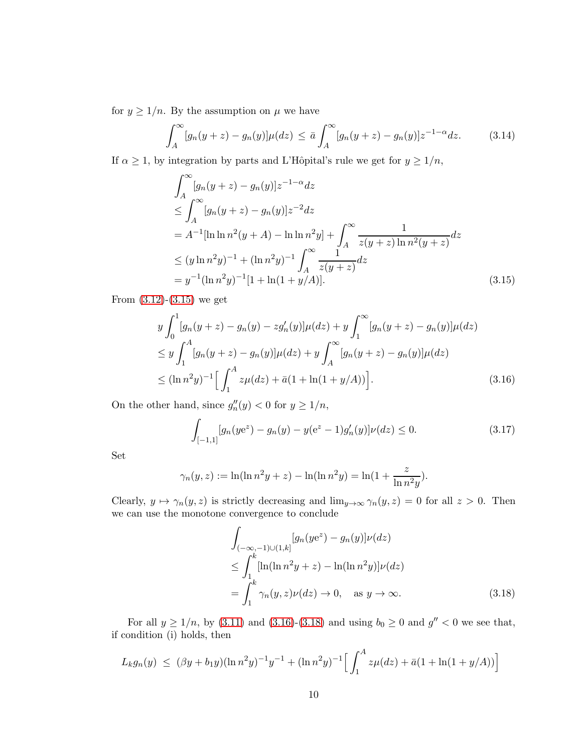for $y \geq 1/n$. By the assumption on $\mu$ we have

$$\int_A^\infty [g_n(y+z) - g_n(y)]\mu(dz) \;\leq\; \bar{a} \int_A^\infty [g_n(y+z) - g_n(y)] z^{-1-\alpha} dz. \tag{3.14}$$

If $\alpha \geq 1$, by integration by parts and L'Hôpital's rule we get for $y \geq 1/n$,

$$\begin{aligned}
&\int_A^\infty [g_n(y+z) - g_n(y)] z^{-1-\alpha} dz \\
&\leq \int_A^\infty [g_n(y+z) - g_n(y)] z^{-2} dz \\
&= A^{-1}[\ln \ln n^2(y+A) - \ln \ln n^2 y] + \int_A^\infty \frac{1}{z(y+z)\ln n^2(y+z)} dz \\
&\leq (y \ln n^2 y)^{-1} + (\ln n^2 y)^{-1} \int_A^\infty \frac{1}{z(y+z)} dz \\
&= y^{-1}(\ln n^2 y)^{-1}[1 + \ln(1 + y/A)].
\end{aligned} \tag{3.15}$$

From (3.12)-(3.15) we get

$$\begin{aligned}
&y \int_0^1 [g_n(y+z) - g_n(y) - z g_n'(y)]\mu(dz) + y \int_1^\infty [g_n(y+z) - g_n(y)]\mu(dz) \\
&\leq y \int_1^A [g_n(y+z) - g_n(y)]\mu(dz) + y \int_A^\infty [g_n(y+z) - g_n(y)]\mu(dz) \\
&\leq (\ln n^2 y)^{-1} \Big[ \int_1^A z\mu(dz) + \bar{a}(1 + \ln(1 + y/A)) \Big].
\end{aligned} \tag{3.16}$$

On the other hand, since $g_n''(y) < 0$ for $y \geq 1/n$,

$$\int_{[-1,1]} [g_n(y e^z) - g_n(y) - y(e^z - 1) g_n'(y)]\nu(dz) \leq 0. \tag{3.17}$$

Set

$$\gamma_n(y, z) := \ln(\ln n^2 y + z) - \ln(\ln n^2 y) = \ln(1 + \frac{z}{\ln n^2 y}).$$

Clearly, $y \mapsto \gamma_n(y, z)$ is strictly decreasing and $\lim_{y \to \infty} \gamma_n(y, z) = 0$ for all $z > 0$. Then we can use the monotone convergence to conclude

$$\begin{aligned}
&\int_{(-\infty,-1)\cup(1,k]} [g_n(y e^z) - g_n(y)]\nu(dz) \\
&\leq \int_1^k [\ln(\ln n^2 y + z) - \ln(\ln n^2 y)]\nu(dz) \\
&= \int_1^k \gamma_n(y, z)\nu(dz) \to 0, \quad \text{as } y \to \infty.
\end{aligned} \tag{3.18}$$

For all $y \geq 1/n$, by (3.11) and (3.16)-(3.18) and using $b_0 \geq 0$ and $g'' < 0$ we see that, if condition (i) holds, then

$$L_k g_n(y) \;\leq\; (\beta y + b_1 y)(\ln n^2 y)^{-1} y^{-1} + (\ln n^2 y)^{-1} \Big[ \int_1^A z\mu(dz) + \bar{a}(1 + \ln(1 + y/A)) \Big]$$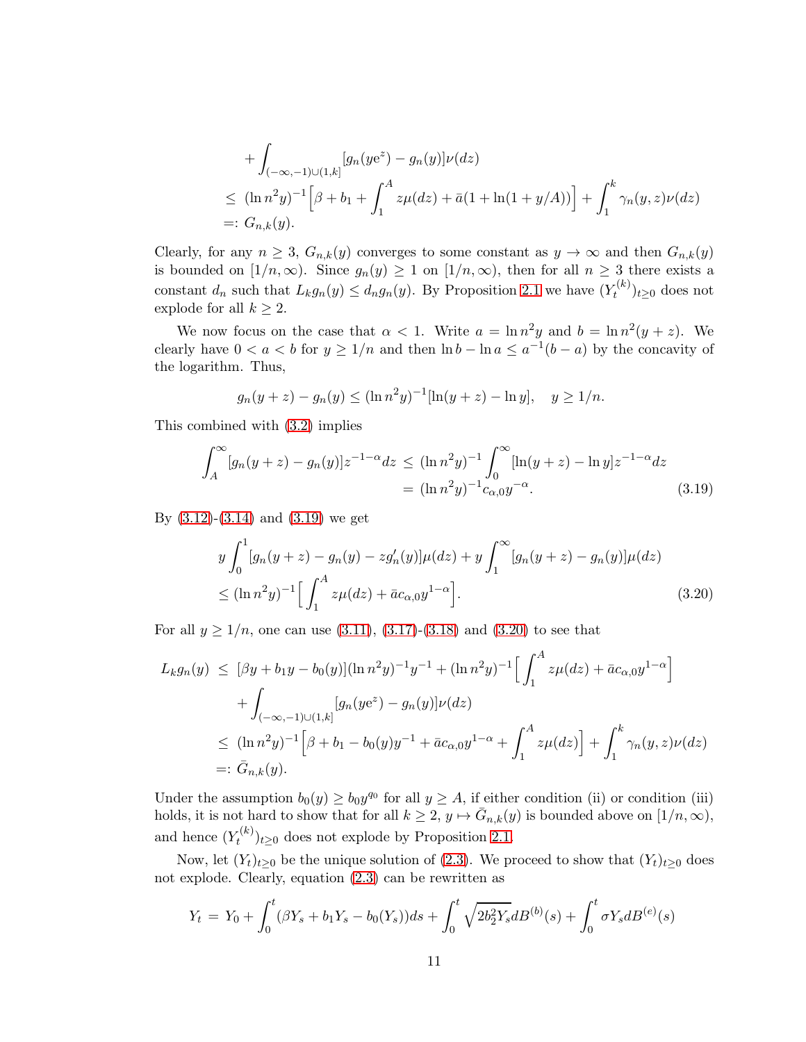$$
\begin{aligned}
&\quad + \int_{(-\infty,-1)\cup(1,k]} [g_n(y\mathrm{e}^z) - g_n(y)]\nu(dz) \\
&\leq (\ln n^2 y)^{-1}\Big[\beta + b_1 + \int_1^A z\mu(dz) + \bar{a}(1+\ln(1+y/A))\Big] + \int_1^k \gamma_n(y,z)\nu(dz) \\
&=: G_{n,k}(y).
\end{aligned}
$$

Clearly, for any $n \geq 3$, $G_{n,k}(y)$ converges to some constant as $y \to \infty$ and then $G_{n,k}(y)$ is bounded on $[1/n, \infty)$. Since $g_n(y) \geq 1$ on $[1/n, \infty)$, then for all $n \geq 3$ there exists a constant $d_n$ such that $L_k g_n(y) \leq d_n g_n(y)$. By Proposition 2.1 we have $(Y_t^{(k)})_{t\geq 0}$ does not explode for all $k \geq 2$.

We now focus on the case that $\alpha < 1$. Write $a = \ln n^2 y$ and $b = \ln n^2(y+z)$. We clearly have $0 < a < b$ for $y \geq 1/n$ and then $\ln b - \ln a \leq a^{-1}(b-a)$ by the concavity of the logarithm. Thus,

$$
g_n(y+z) - g_n(y) \leq (\ln n^2 y)^{-1}[\ln(y+z) - \ln y], \quad y \geq 1/n.
$$

This combined with (3.2) implies

$$
\begin{aligned}
\int_A^\infty [g_n(y+z) - g_n(y)]z^{-1-\alpha}dz &\leq (\ln n^2 y)^{-1}\int_0^\infty [\ln(y+z) - \ln y]z^{-1-\alpha}dz \\
&= (\ln n^2 y)^{-1} c_{\alpha,0} y^{-\alpha}. \qquad (3.19)
\end{aligned}
$$

By (3.12)-(3.14) and (3.19) we get

$$
\begin{aligned}
&y\int_0^1 [g_n(y+z) - g_n(y) - zg_n'(y)]\mu(dz) + y\int_1^\infty [g_n(y+z) - g_n(y)]\mu(dz) \\
&\leq (\ln n^2 y)^{-1}\Big[\int_1^A z\mu(dz) + \bar{a}c_{\alpha,0}y^{1-\alpha}\Big]. \qquad (3.20)
\end{aligned}
$$

For all $y \geq 1/n$, one can use (3.11), (3.17)-(3.18) and (3.20) to see that

$$
\begin{aligned}
L_k g_n(y) &\leq [\beta y + b_1 y - b_0(y)](\ln n^2 y)^{-1} y^{-1} + (\ln n^2 y)^{-1}\Big[\int_1^A z\mu(dz) + \bar{a}c_{\alpha,0}y^{1-\alpha}\Big] \\
&\quad + \int_{(-\infty,-1)\cup(1,k]} [g_n(y\mathrm{e}^z) - g_n(y)]\nu(dz) \\
&\leq (\ln n^2 y)^{-1}\Big[\beta + b_1 - b_0(y)y^{-1} + \bar{a}c_{\alpha,0}y^{1-\alpha} + \int_1^A z\mu(dz)\Big] + \int_1^k \gamma_n(y,z)\nu(dz) \\
&=: \bar{G}_{n,k}(y).
\end{aligned}
$$

Under the assumption $b_0(y) \geq b_0 y^{q_0}$ for all $y \geq A$, if either condition (ii) or condition (iii) holds, it is not hard to show that for all $k \geq 2$, $y \mapsto \bar{G}_{n,k}(y)$ is bounded above on $[1/n, \infty)$, and hence $(Y_t^{(k)})_{t\geq 0}$ does not explode by Proposition 2.1.

Now, let $(Y_t)_{t\geq 0}$ be the unique solution of (2.3). We proceed to show that $(Y_t)_{t\geq 0}$ does not explode. Clearly, equation (2.3) can be rewritten as

$$
Y_t = Y_0 + \int_0^t (\beta Y_s + b_1 Y_s - b_0(Y_s))ds + \int_0^t \sqrt{2b_2^2 Y_s}dB^{(b)}(s) + \int_0^t \sigma Y_s dB^{(e)}(s)
$$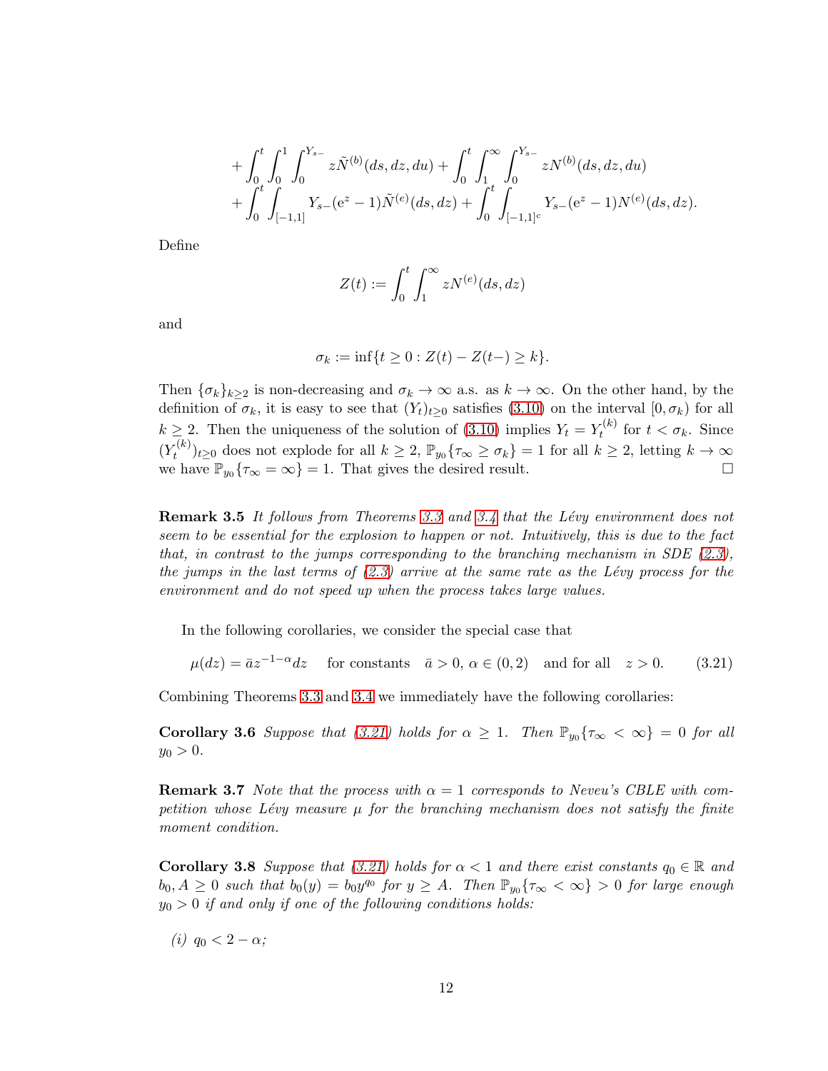$$+\int_0^t\int_0^1\int_0^{Y_{s-}} z\tilde{N}^{(b)}(ds,dz,du)+\int_0^t\int_1^\infty\int_0^{Y_{s-}} zN^{(b)}(ds,dz,du)$$
$$+\int_0^t\int_{[-1,1]} Y_{s-}(\mathrm{e}^z-1)\tilde{N}^{(e)}(ds,dz)+\int_0^t\int_{[-1,1]^c} Y_{s-}(\mathrm{e}^z-1)N^{(e)}(ds,dz).$$

Define

$$Z(t):=\int_0^t\int_1^\infty zN^{(e)}(ds,dz)$$

and

$$\sigma_k:=\inf\{t\geq 0: Z(t)-Z(t-)\geq k\}.$$

Then $\{\sigma_k\}_{k\geq 2}$ is non-decreasing and $\sigma_k\to\infty$ a.s. as $k\to\infty$. On the other hand, by the definition of $\sigma_k$, it is easy to see that $(Y_t)_{t\geq 0}$ satisfies (3.10) on the interval $[0,\sigma_k)$ for all $k\geq 2$. Then the uniqueness of the solution of (3.10) implies $Y_t=Y_t^{(k)}$ for $t<\sigma_k$. Since $(Y_t^{(k)})_{t\geq 0}$ does not explode for all $k\geq 2$, $\mathbb{P}_{y_0}\{\tau_\infty\geq\sigma_k\}=1$ for all $k\geq 2$, letting $k\to\infty$ we have $\mathbb{P}_{y_0}\{\tau_\infty=\infty\}=1$. That gives the desired result. □

**Remark 3.5** *It follows from Theorems 3.3 and 3.4 that the Lévy environment does not seem to be essential for the explosion to happen or not. Intuitively, this is due to the fact that, in contrast to the jumps corresponding to the branching mechanism in SDE (2.3), the jumps in the last terms of (2.3) arrive at the same rate as the Lévy process for the environment and do not speed up when the process takes large values.*

In the following corollaries, we consider the special case that

$$\mu(dz)=\bar{a}z^{-1-\alpha}dz \quad \text{for constants} \quad \bar{a}>0,\ \alpha\in(0,2) \quad \text{and for all} \quad z>0. \tag{3.21}$$

Combining Theorems 3.3 and 3.4 we immediately have the following corollaries:

**Corollary 3.6** *Suppose that (3.21) holds for $\alpha\geq 1$. Then $\mathbb{P}_{y_0}\{\tau_\infty<\infty\}=0$ for all $y_0>0$.*

**Remark 3.7** *Note that the process with $\alpha=1$ corresponds to Neveu's CBLE with competition whose Lévy measure $\mu$ for the branching mechanism does not satisfy the finite moment condition.*

**Corollary 3.8** *Suppose that (3.21) holds for $\alpha<1$ and there exist constants $q_0\in\mathbb{R}$ and $b_0,A\geq 0$ such that $b_0(y)=b_0y^{q_0}$ for $y\geq A$. Then $\mathbb{P}_{y_0}\{\tau_\infty<\infty\}>0$ for large enough $y_0>0$ if and only if one of the following conditions holds:*

*(i) $q_0<2-\alpha$;*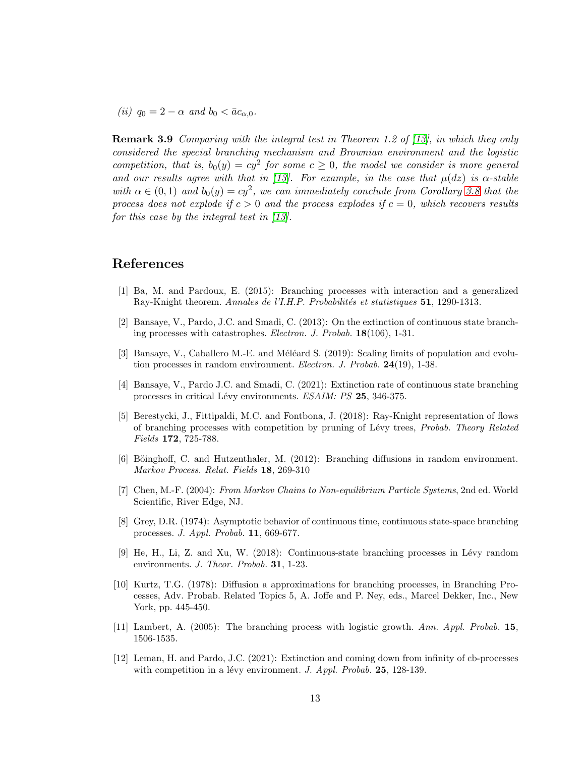*(ii)* $q_0 = 2 - \alpha$ *and* $b_0 < \bar{a}c_{\alpha,0}$.

**Remark 3.9** *Comparing with the integral test in Theorem 1.2 of [13], in which they only considered the special branching mechanism and Brownian environment and the logistic competition, that is,* $b_0(y) = cy^2$ *for some* $c \geq 0$*, the model we consider is more general and our results agree with that in [13]. For example, in the case that* $\mu(dz)$ *is* $\alpha$*-stable with* $\alpha \in (0, 1)$ *and* $b_0(y) = cy^2$*, we can immediately conclude from Corollary 3.8 that the process does not explode if* $c > 0$ *and the process explodes if* $c = 0$*, which recovers results for this case by the integral test in [13].*

## References

[1] Ba, M. and Pardoux, E. (2015): Branching processes with interaction and a generalized Ray-Knight theorem. *Annales de l'I.H.P. Probabilités et statistiques* **51**, 1290-1313.

[2] Bansaye, V., Pardo, J.C. and Smadi, C. (2013): On the extinction of continuous state branching processes with catastrophes. *Electron. J. Probab.* **18**(106), 1-31.

[3] Bansaye, V., Caballero M.-E. and Méléard S. (2019): Scaling limits of population and evolution processes in random environment. *Electron. J. Probab.* **24**(19), 1-38.

[4] Bansaye, V., Pardo J.C. and Smadi, C. (2021): Extinction rate of continuous state branching processes in critical Lévy environments. *ESAIM: PS* **25**, 346-375.

[5] Berestycki, J., Fittipaldi, M.C. and Fontbona, J. (2018): Ray-Knight representation of flows of branching processes with competition by pruning of Lévy trees, *Probab. Theory Related Fields* **172**, 725-788.

[6] Böinghoff, C. and Hutzenthaler, M. (2012): Branching diffusions in random environment. *Markov Process. Relat. Fields* **18**, 269-310

[7] Chen, M.-F. (2004): *From Markov Chains to Non-equilibrium Particle Systems*, 2nd ed. World Scientific, River Edge, NJ.

[8] Grey, D.R. (1974): Asymptotic behavior of continuous time, continuous state-space branching processes. *J. Appl. Probab.* **11**, 669-677.

[9] He, H., Li, Z. and Xu, W. (2018): Continuous-state branching processes in Lévy random environments. *J. Theor. Probab.* **31**, 1-23.

[10] Kurtz, T.G. (1978): Diffusion a approximations for branching processes, in Branching Processes, Adv. Probab. Related Topics 5, A. Joffe and P. Ney, eds., Marcel Dekker, Inc., New York, pp. 445-450.

[11] Lambert, A. (2005): The branching process with logistic growth. *Ann. Appl. Probab.* **15**, 1506-1535.

[12] Leman, H. and Pardo, J.C. (2021): Extinction and coming down from infinity of cb-processes with competition in a lévy environment. *J. Appl. Probab.* **25**, 128-139.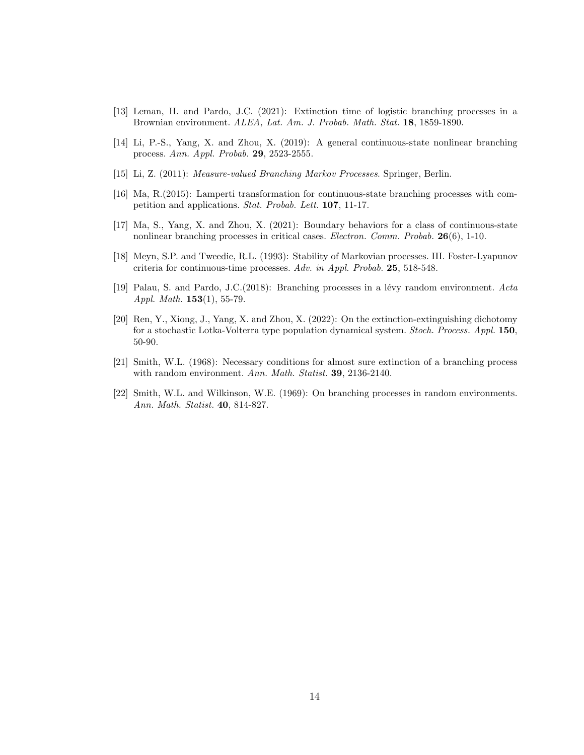[13] Leman, H. and Pardo, J.C. (2021): Extinction time of logistic branching processes in a Brownian environment. *ALEA, Lat. Am. J. Probab. Math. Stat.* **18**, 1859-1890.

[14] Li, P.-S., Yang, X. and Zhou, X. (2019): A general continuous-state nonlinear branching process. *Ann. Appl. Probab.* **29**, 2523-2555.

[15] Li, Z. (2011): *Measure-valued Branching Markov Processes*. Springer, Berlin.

[16] Ma, R.(2015): Lamperti transformation for continuous-state branching processes with competition and applications. *Stat. Probab. Lett.* **107**, 11-17.

[17] Ma, S., Yang, X. and Zhou, X. (2021): Boundary behaviors for a class of continuous-state nonlinear branching processes in critical cases. *Electron. Comm. Probab.* **26**(6), 1-10.

[18] Meyn, S.P. and Tweedie, R.L. (1993): Stability of Markovian processes. III. Foster-Lyapunov criteria for continuous-time processes. *Adv. in Appl. Probab.* **25**, 518-548.

[19] Palau, S. and Pardo, J.C.(2018): Branching processes in a lévy random environment. *Acta Appl. Math.* **153**(1), 55-79.

[20] Ren, Y., Xiong, J., Yang, X. and Zhou, X. (2022): On the extinction-extinguishing dichotomy for a stochastic Lotka-Volterra type population dynamical system. *Stoch. Process. Appl.* **150**, 50-90.

[21] Smith, W.L. (1968): Necessary conditions for almost sure extinction of a branching process with random environment. *Ann. Math. Statist.* **39**, 2136-2140.

[22] Smith, W.L. and Wilkinson, W.E. (1969): On branching processes in random environments. *Ann. Math. Statist.* **40**, 814-827.